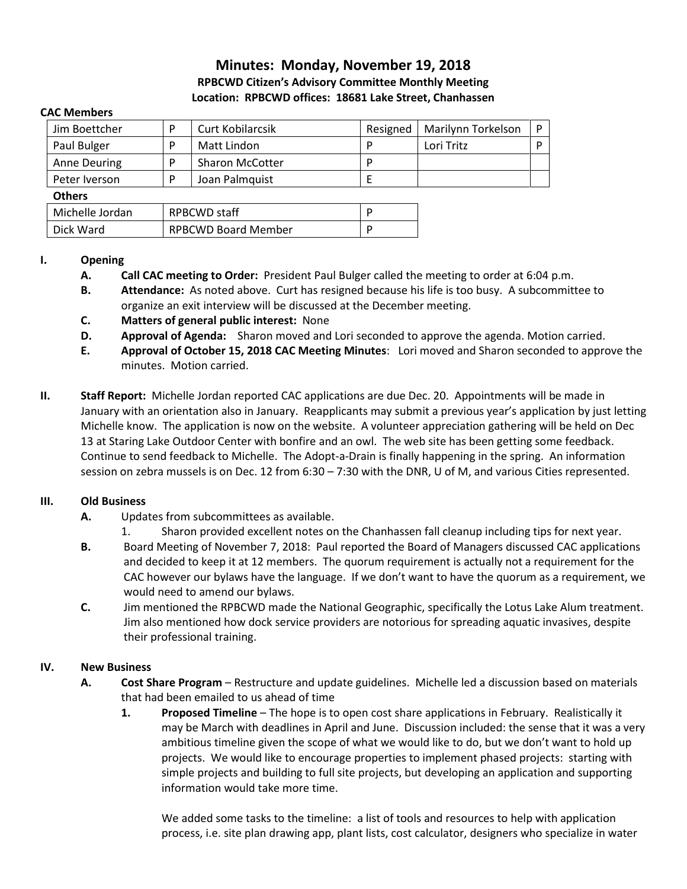# Minutes: Monday, November 19, 2018

### RPBCWD Citizen's Advisory Committee Monthly Meeting

### Location: RPBCWD offices: 18681 Lake Street, Chanhassen

**CAC Members**

| | | | | | |
|---|---|---|---|---|---|
| Jim Boettcher | P | Curt Kobilarcsik | Resigned | Marilynn Torkelson | P |
| Paul Bulger | P | Matt Lindon | P | Lori Tritz | P |
| Anne Deuring | P | Sharon McCotter | P | | |
| Peter Iverson | P | Joan Palmquist | E | | |

**Others**

| | | |
|---|---|---|
| Michelle Jordan | RPBCWD staff | P |
| Dick Ward | RPBCWD Board Member | P |

**I. Opening**

- **A. Call CAC meeting to Order:** President Paul Bulger called the meeting to order at 6:04 p.m.
- **B. Attendance:** As noted above. Curt has resigned because his life is too busy. A subcommittee to organize an exit interview will be discussed at the December meeting.
- **C. Matters of general public interest:** None
- **D. Approval of Agenda:** Sharon moved and Lori seconded to approve the agenda. Motion carried.
- **E. Approval of October 15, 2018 CAC Meeting Minutes**: Lori moved and Sharon seconded to approve the minutes. Motion carried.

**II. Staff Report:** Michelle Jordan reported CAC applications are due Dec. 20. Appointments will be made in January with an orientation also in January. Reapplicants may submit a previous year's application by just letting Michelle know. The application is now on the website. A volunteer appreciation gathering will be held on Dec 13 at Staring Lake Outdoor Center with bonfire and an owl. The web site has been getting some feedback. Continue to send feedback to Michelle. The Adopt-a-Drain is finally happening in the spring. An information session on zebra mussels is on Dec. 12 from 6:30 – 7:30 with the DNR, U of M, and various Cities represented.

**III. Old Business**

- **A.** Updates from subcommittees as available.
  1. Sharon provided excellent notes on the Chanhassen fall cleanup including tips for next year.
- **B.** Board Meeting of November 7, 2018: Paul reported the Board of Managers discussed CAC applications and decided to keep it at 12 members. The quorum requirement is actually not a requirement for the CAC however our bylaws have the language. If we don't want to have the quorum as a requirement, we would need to amend our bylaws.
- **C.** Jim mentioned the RPBCWD made the National Geographic, specifically the Lotus Lake Alum treatment. Jim also mentioned how dock service providers are notorious for spreading aquatic invasives, despite their professional training.

**IV. New Business**

- **A. Cost Share Program** – Restructure and update guidelines. Michelle led a discussion based on materials that had been emailed to us ahead of time
  1. **Proposed Timeline** – The hope is to open cost share applications in February. Realistically it may be March with deadlines in April and June. Discussion included: the sense that it was a very ambitious timeline given the scope of what we would like to do, but we don't want to hold up projects. We would like to encourage properties to implement phased projects: starting with simple projects and building to full site projects, but developing an application and supporting information would take more time.

     We added some tasks to the timeline: a list of tools and resources to help with application process, i.e. site plan drawing app, plant lists, cost calculator, designers who specialize in water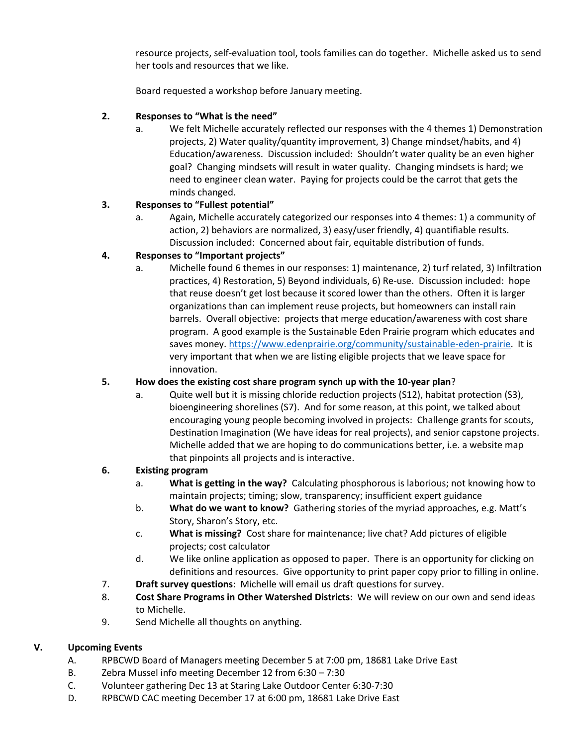resource projects, self-evaluation tool, tools families can do together. Michelle asked us to send her tools and resources that we like.

Board requested a workshop before January meeting.

2. **Responses to "What is the need"**
   a. We felt Michelle accurately reflected our responses with the 4 themes 1) Demonstration projects, 2) Water quality/quantity improvement, 3) Change mindset/habits, and 4) Education/awareness. Discussion included: Shouldn't water quality be an even higher goal? Changing mindsets will result in water quality. Changing mindsets is hard; we need to engineer clean water. Paying for projects could be the carrot that gets the minds changed.

3. **Responses to "Fullest potential"**
   a. Again, Michelle accurately categorized our responses into 4 themes: 1) a community of action, 2) behaviors are normalized, 3) easy/user friendly, 4) quantifiable results. Discussion included: Concerned about fair, equitable distribution of funds.

4. **Responses to "Important projects"**
   a. Michelle found 6 themes in our responses: 1) maintenance, 2) turf related, 3) Infiltration practices, 4) Restoration, 5) Beyond individuals, 6) Re-use. Discussion included: hope that reuse doesn't get lost because it scored lower than the others. Often it is larger organizations than can implement reuse projects, but homeowners can install rain barrels. Overall objective: projects that merge education/awareness with cost share program. A good example is the Sustainable Eden Prairie program which educates and saves money. https://www.edenprairie.org/community/sustainable-eden-prairie. It is very important that when we are listing eligible projects that we leave space for innovation.

5. **How does the existing cost share program synch up with the 10-year plan**?
   a. Quite well but it is missing chloride reduction projects (S12), habitat protection (S3), bioengineering shorelines (S7). And for some reason, at this point, we talked about encouraging young people becoming involved in projects: Challenge grants for scouts, Destination Imagination (We have ideas for real projects), and senior capstone projects. Michelle added that we are hoping to do communications better, i.e. a website map that pinpoints all projects and is interactive.

6. **Existing program**
   a. **What is getting in the way?** Calculating phosphorous is laborious; not knowing how to maintain projects; timing; slow, transparency; insufficient expert guidance
   b. **What do we want to know?** Gathering stories of the myriad approaches, e.g. Matt's Story, Sharon's Story, etc.
   c. **What is missing?** Cost share for maintenance; live chat? Add pictures of eligible projects; cost calculator
   d. We like online application as opposed to paper. There is an opportunity for clicking on definitions and resources. Give opportunity to print paper copy prior to filling in online.

7. **Draft survey questions**: Michelle will email us draft questions for survey.

8. **Cost Share Programs in Other Watershed Districts**: We will review on our own and send ideas to Michelle.

9. Send Michelle all thoughts on anything.

## V. Upcoming Events

A. RPBCWD Board of Managers meeting December 5 at 7:00 pm, 18681 Lake Drive East

B. Zebra Mussel info meeting December 12 from 6:30 – 7:30

C. Volunteer gathering Dec 13 at Staring Lake Outdoor Center 6:30-7:30

D. RPBCWD CAC meeting December 17 at 6:00 pm, 18681 Lake Drive East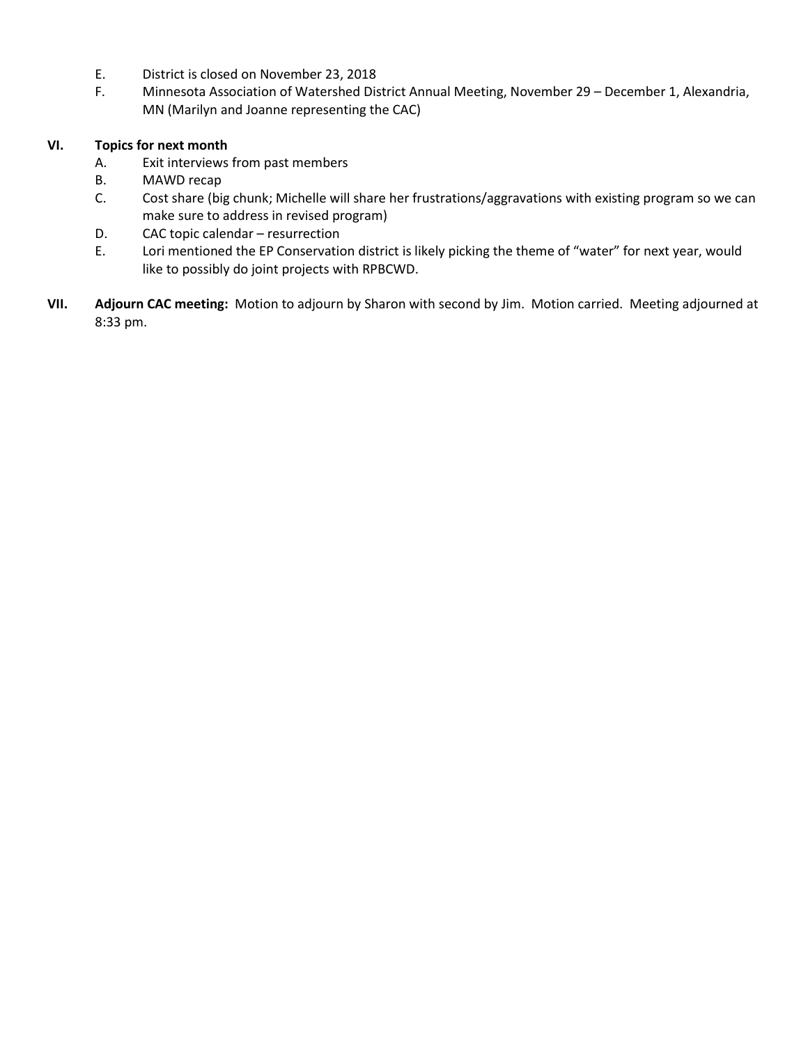E. District is closed on November 23, 2018

F. Minnesota Association of Watershed District Annual Meeting, November 29 – December 1, Alexandria, MN (Marilyn and Joanne representing the CAC)

## VI. Topics for next month

A. Exit interviews from past members

B. MAWD recap

C. Cost share (big chunk; Michelle will share her frustrations/aggravations with existing program so we can make sure to address in revised program)

D. CAC topic calendar – resurrection

E. Lori mentioned the EP Conservation district is likely picking the theme of "water" for next year, would like to possibly do joint projects with RPBCWD.

**VII. Adjourn CAC meeting:** Motion to adjourn by Sharon with second by Jim. Motion carried. Meeting adjourned at 8:33 pm.